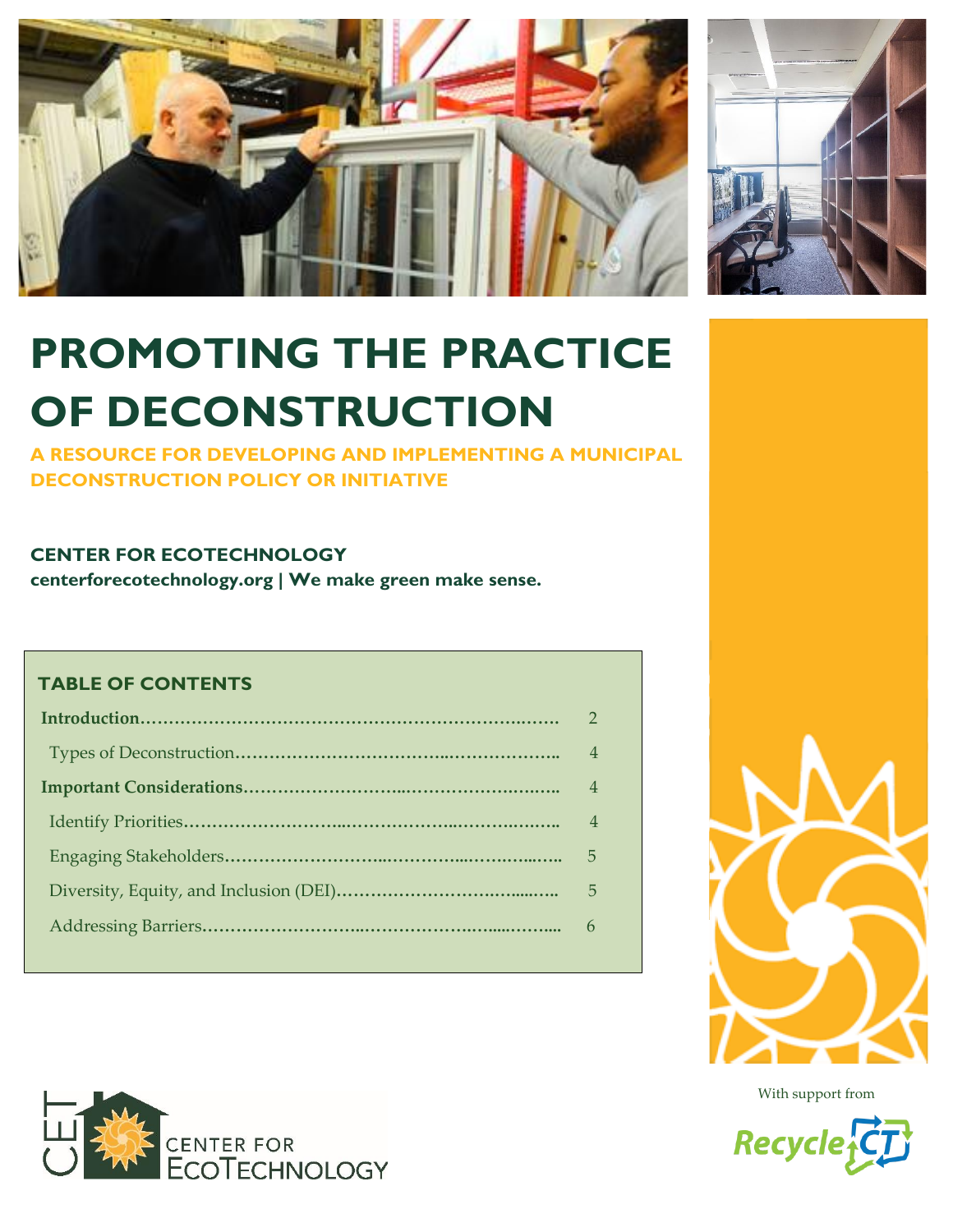# PROMOTING THE PRACTICE OF DEPARTMENT

# PROMOTING THE PRACTICE OF DECONSTRUCTION

**A RESOURCE FOR DEVELOPING AND IMPLEMENTING A MUNICIPAL DECONSTRUCTION POLICY OR INITIATIVE**

**CENTER FOR ECOTECHNOLOGY**

**centerforecotechnology.org | We make green make sense.**

## TABLE OF CONTENTS

| | |
|---|---|
| **Introduction** | 2 |
| Types of Deconstruction | 4 |
| **Important Considerations** | 4 |
| Identify Priorities | 4 |
| Engaging Stakeholders | 5 |
| Diversity, Equity, and Inclusion (DEI) | 5 |
| Addressing Barriers | 6 |

CENTER FOR ECOTECHNOLOGY

With support from

RecycleCT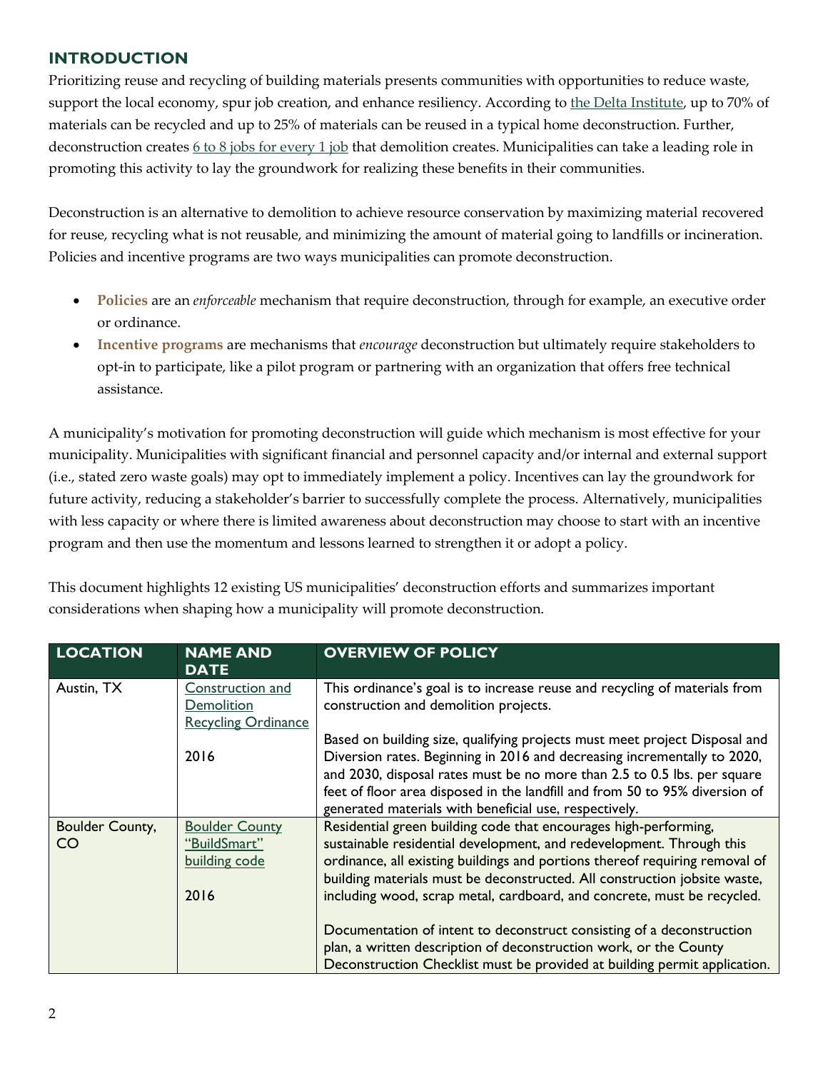## INTRODUCTION

Prioritizing reuse and recycling of building materials presents communities with opportunities to reduce waste, support the local economy, spur job creation, and enhance resiliency. According to the Delta Institute, up to 70% of materials can be recycled and up to 25% of materials can be reused in a typical home deconstruction. Further, deconstruction creates 6 to 8 jobs for every 1 job that demolition creates. Municipalities can take a leading role in promoting this activity to lay the groundwork for realizing these benefits in their communities.

Deconstruction is an alternative to demolition to achieve resource conservation by maximizing material recovered for reuse, recycling what is not reusable, and minimizing the amount of material going to landfills or incineration. Policies and incentive programs are two ways municipalities can promote deconstruction.

- **Policies** are an *enforceable* mechanism that require deconstruction, through for example, an executive order or ordinance.
- **Incentive programs** are mechanisms that *encourage* deconstruction but ultimately require stakeholders to opt-in to participate, like a pilot program or partnering with an organization that offers free technical assistance.

A municipality's motivation for promoting deconstruction will guide which mechanism is most effective for your municipality. Municipalities with significant financial and personnel capacity and/or internal and external support (i.e., stated zero waste goals) may opt to immediately implement a policy. Incentives can lay the groundwork for future activity, reducing a stakeholder's barrier to successfully complete the process. Alternatively, municipalities with less capacity or where there is limited awareness about deconstruction may choose to start with an incentive program and then use the momentum and lessons learned to strengthen it or adopt a policy.

This document highlights 12 existing US municipalities' deconstruction efforts and summarizes important considerations when shaping how a municipality will promote deconstruction.

| LOCATION | NAME AND DATE | OVERVIEW OF POLICY |
|---|---|---|
| Austin, TX | Construction and Demolition Recycling Ordinance<br><br>2016 | This ordinance's goal is to increase reuse and recycling of materials from construction and demolition projects.<br><br>Based on building size, qualifying projects must meet project Disposal and Diversion rates. Beginning in 2016 and decreasing incrementally to 2020, and 2030, disposal rates must be no more than 2.5 to 0.5 lbs. per square feet of floor area disposed in the landfill and from 50 to 95% diversion of generated materials with beneficial use, respectively. |
| Boulder County, CO | Boulder County "BuildSmart" building code<br><br>2016 | Residential green building code that encourages high-performing, sustainable residential development, and redevelopment. Through this ordinance, all existing buildings and portions thereof requiring removal of building materials must be deconstructed. All construction jobsite waste, including wood, scrap metal, cardboard, and concrete, must be recycled.<br><br>Documentation of intent to deconstruct consisting of a deconstruction plan, a written description of deconstruction work, or the County Deconstruction Checklist must be provided at building permit application. |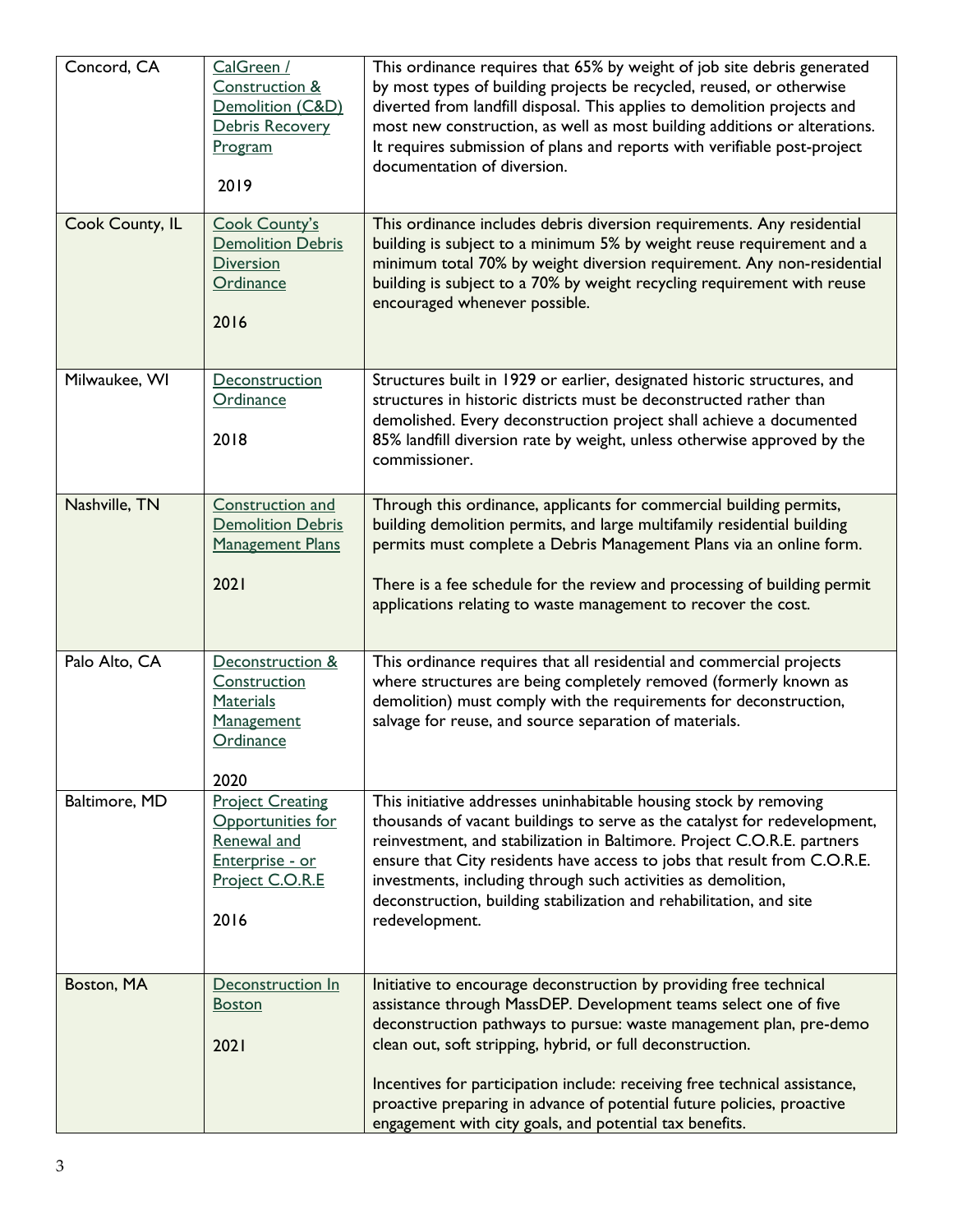| | | |
|---|---|---|
| Concord, CA | CalGreen / Construction & Demolition (C&D) Debris Recovery Program<br><br>2019 | This ordinance requires that 65% by weight of job site debris generated by most types of building projects be recycled, reused, or otherwise diverted from landfill disposal. This applies to demolition projects and most new construction, as well as most building additions or alterations. It requires submission of plans and reports with verifiable post-project documentation of diversion. |
| Cook County, IL | Cook County's Demolition Debris Diversion Ordinance<br><br>2016 | This ordinance includes debris diversion requirements. Any residential building is subject to a minimum 5% by weight reuse requirement and a minimum total 70% by weight diversion requirement. Any non-residential building is subject to a 70% by weight recycling requirement with reuse encouraged whenever possible. |
| Milwaukee, WI | Deconstruction Ordinance<br><br>2018 | Structures built in 1929 or earlier, designated historic structures, and structures in historic districts must be deconstructed rather than demolished. Every deconstruction project shall achieve a documented 85% landfill diversion rate by weight, unless otherwise approved by the commissioner. |
| Nashville, TN | Construction and Demolition Debris Management Plans<br><br>2021 | Through this ordinance, applicants for commercial building permits, building demolition permits, and large multifamily residential building permits must complete a Debris Management Plans via an online form.<br><br>There is a fee schedule for the review and processing of building permit applications relating to waste management to recover the cost. |
| Palo Alto, CA | Deconstruction & Construction Materials Management Ordinance<br><br>2020 | This ordinance requires that all residential and commercial projects where structures are being completely removed (formerly known as demolition) must comply with the requirements for deconstruction, salvage for reuse, and source separation of materials. |
| Baltimore, MD | Project Creating Opportunities for Renewal and Enterprise - or Project C.O.R.E<br><br>2016 | This initiative addresses uninhabitable housing stock by removing thousands of vacant buildings to serve as the catalyst for redevelopment, reinvestment, and stabilization in Baltimore. Project C.O.R.E. partners ensure that City residents have access to jobs that result from C.O.R.E. investments, including through such activities as demolition, deconstruction, building stabilization and rehabilitation, and site redevelopment. |
| Boston, MA | Deconstruction In Boston<br><br>2021 | Initiative to encourage deconstruction by providing free technical assistance through MassDEP. Development teams select one of five deconstruction pathways to pursue: waste management plan, pre-demo clean out, soft stripping, hybrid, or full deconstruction.<br><br>Incentives for participation include: receiving free technical assistance, proactive preparing in advance of potential future policies, proactive engagement with city goals, and potential tax benefits. |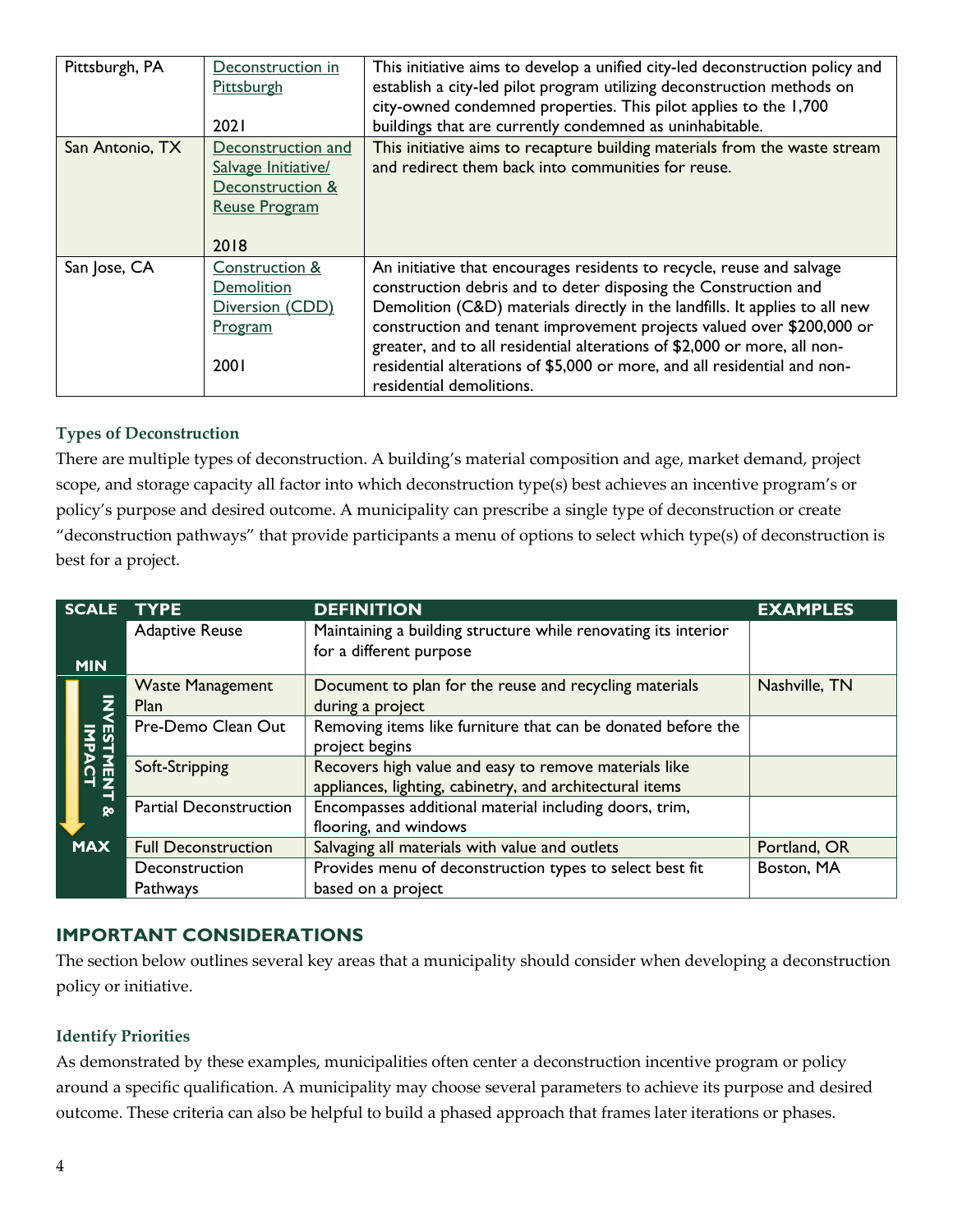| | | |
|---|---|---|
| Pittsburgh, PA | Deconstruction in Pittsburgh<br><br>2021 | This initiative aims to develop a unified city-led deconstruction policy and establish a city-led pilot program utilizing deconstruction methods on city-owned condemned properties. This pilot applies to the 1,700 buildings that are currently condemned as uninhabitable. |
| San Antonio, TX | Deconstruction and Salvage Initiative/ Deconstruction & Reuse Program<br><br>2018 | This initiative aims to recapture building materials from the waste stream and redirect them back into communities for reuse. |
| San Jose, CA | Construction & Demolition Diversion (CDD) Program<br><br>2001 | An initiative that encourages residents to recycle, reuse and salvage construction debris and to deter disposing the Construction and Demolition (C&D) materials directly in the landfills. It applies to all new construction and tenant improvement projects valued over $200,000 or greater, and to all residential alterations of $2,000 or more, all non-residential alterations of $5,000 or more, and all residential and non-residential demolitions. |

### Types of Deconstruction

There are multiple types of deconstruction. A building's material composition and age, market demand, project scope, and storage capacity all factor into which deconstruction type(s) best achieves an incentive program's or policy's purpose and desired outcome. A municipality can prescribe a single type of deconstruction or create "deconstruction pathways" that provide participants a menu of options to select which type(s) of deconstruction is best for a project.

| SCALE | TYPE | DEFINITION | EXAMPLES |
|---|---|---|---|
| MIN | Adaptive Reuse | Maintaining a building structure while renovating its interior for a different purpose | |
| INVESTMENT & IMPACT | Waste Management Plan | Document to plan for the reuse and recycling materials during a project | Nashville, TN |
| | Pre-Demo Clean Out | Removing items like furniture that can be donated before the project begins | |
| | Soft-Stripping | Recovers high value and easy to remove materials like appliances, lighting, cabinetry, and architectural items | |
| | Partial Deconstruction | Encompasses additional material including doors, trim, flooring, and windows | |
| MAX | Full Deconstruction | Salvaging all materials with value and outlets | Portland, OR |
| | Deconstruction Pathways | Provides menu of deconstruction types to select best fit based on a project | Boston, MA |

## IMPORTANT CONSIDERATIONS

The section below outlines several key areas that a municipality should consider when developing a deconstruction policy or initiative.

### Identify Priorities

As demonstrated by these examples, municipalities often center a deconstruction incentive program or policy around a specific qualification. A municipality may choose several parameters to achieve its purpose and desired outcome. These criteria can also be helpful to build a phased approach that frames later iterations or phases.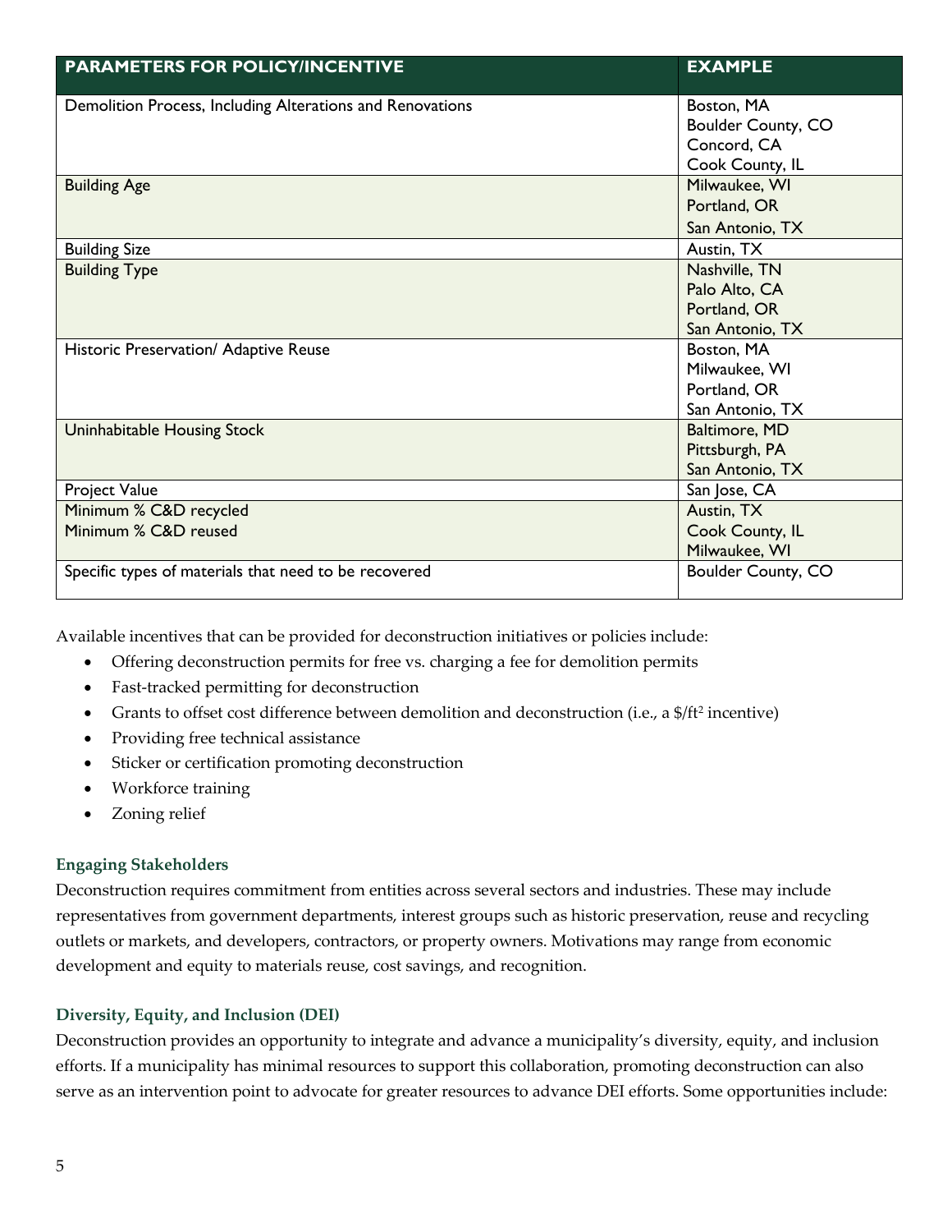| PARAMETERS FOR POLICY/INCENTIVE | EXAMPLE |
|---|---|
| Demolition Process, Including Alterations and Renovations | Boston, MA<br>Boulder County, CO<br>Concord, CA<br>Cook County, IL |
| Building Age | Milwaukee, WI<br>Portland, OR<br>San Antonio, TX |
| Building Size | Austin, TX |
| Building Type | Nashville, TN<br>Palo Alto, CA<br>Portland, OR<br>San Antonio, TX |
| Historic Preservation/ Adaptive Reuse | Boston, MA<br>Milwaukee, WI<br>Portland, OR<br>San Antonio, TX |
| Uninhabitable Housing Stock | Baltimore, MD<br>Pittsburgh, PA<br>San Antonio, TX |
| Project Value | San Jose, CA |
| Minimum % C&D recycled<br>Minimum % C&D reused | Austin, TX<br>Cook County, IL<br>Milwaukee, WI |
| Specific types of materials that need to be recovered | Boulder County, CO |

Available incentives that can be provided for deconstruction initiatives or policies include:

- Offering deconstruction permits for free vs. charging a fee for demolition permits
- Fast-tracked permitting for deconstruction
- Grants to offset cost difference between demolition and deconstruction (i.e., a $/ft$^2$ incentive)
- Providing free technical assistance
- Sticker or certification promoting deconstruction
- Workforce training
- Zoning relief

### Engaging Stakeholders

Deconstruction requires commitment from entities across several sectors and industries. These may include representatives from government departments, interest groups such as historic preservation, reuse and recycling outlets or markets, and developers, contractors, or property owners. Motivations may range from economic development and equity to materials reuse, cost savings, and recognition.

### Diversity, Equity, and Inclusion (DEI)

Deconstruction provides an opportunity to integrate and advance a municipality's diversity, equity, and inclusion efforts. If a municipality has minimal resources to support this collaboration, promoting deconstruction can also serve as an intervention point to advocate for greater resources to advance DEI efforts. Some opportunities include: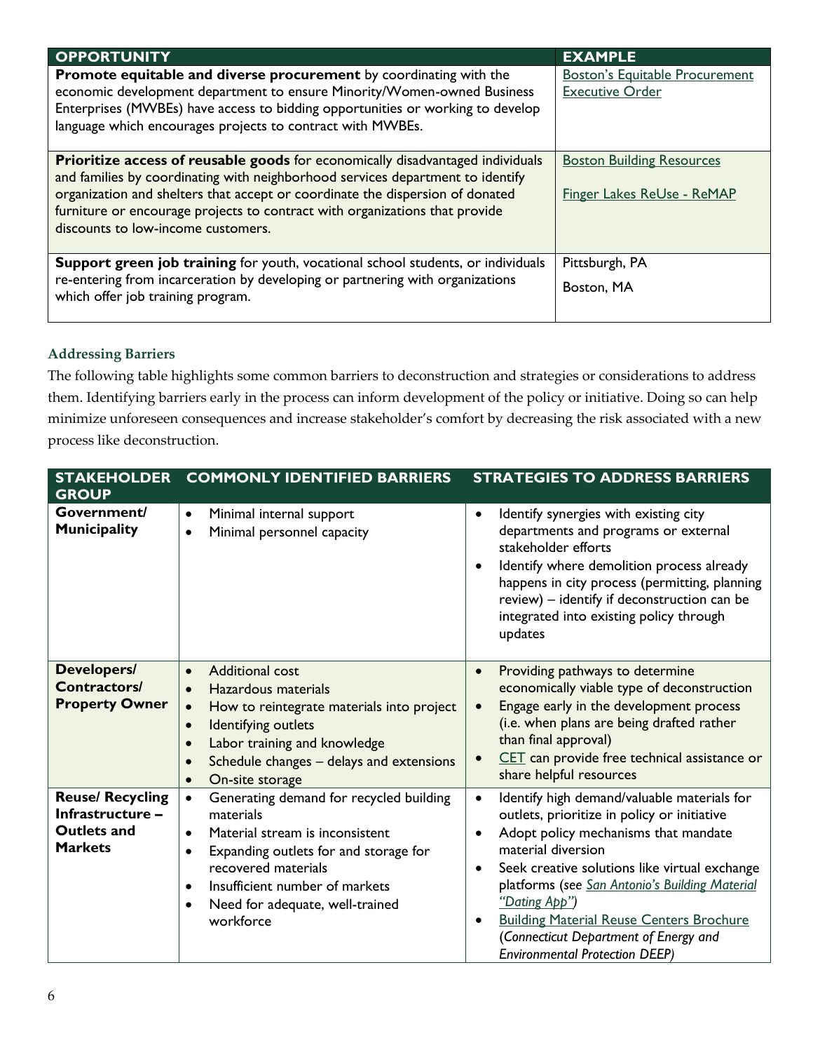| OPPORTUNITY | EXAMPLE |
|---|---|
| **Promote equitable and diverse procurement** by coordinating with the economic development department to ensure Minority/Women-owned Business Enterprises (MWBEs) have access to bidding opportunities or working to develop language which encourages projects to contract with MWBEs. | Boston's Equitable Procurement Executive Order |
| **Prioritize access of reusable goods** for economically disadvantaged individuals and families by coordinating with neighborhood services department to identify organization and shelters that accept or coordinate the dispersion of donated furniture or encourage projects to contract with organizations that provide discounts to low-income customers. | Boston Building Resources<br><br>Finger Lakes ReUse - ReMAP |
| **Support green job training** for youth, vocational school students, or individuals re-entering from incarceration by developing or partnering with organizations which offer job training program. | Pittsburgh, PA<br><br>Boston, MA |

### Addressing Barriers

The following table highlights some common barriers to deconstruction and strategies or considerations to address them. Identifying barriers early in the process can inform development of the policy or initiative. Doing so can help minimize unforeseen consequences and increase stakeholder's comfort by decreasing the risk associated with a new process like deconstruction.

| STAKEHOLDER GROUP | COMMONLY IDENTIFIED BARRIERS | STRATEGIES TO ADDRESS BARRIERS |
|---|---|---|
| **Government/ Municipality** | • Minimal internal support<br>• Minimal personnel capacity | • Identify synergies with existing city departments and programs or external stakeholder efforts<br>• Identify where demolition process already happens in city process (permitting, planning review) – identify if deconstruction can be integrated into existing policy through updates |
| **Developers/ Contractors/ Property Owner** | • Additional cost<br>• Hazardous materials<br>• How to reintegrate materials into project<br>• Identifying outlets<br>• Labor training and knowledge<br>• Schedule changes – delays and extensions<br>• On-site storage | • Providing pathways to determine economically viable type of deconstruction<br>• Engage early in the development process (i.e. when plans are being drafted rather than final approval)<br>• CET can provide free technical assistance or share helpful resources |
| **Reuse/ Recycling Infrastructure – Outlets and Markets** | • Generating demand for recycled building materials<br>• Material stream is inconsistent<br>• Expanding outlets for and storage for recovered materials<br>• Insufficient number of markets<br>• Need for adequate, well-trained workforce | • Identify high demand/valuable materials for outlets, prioritize in policy or initiative<br>• Adopt policy mechanisms that mandate material diversion<br>• Seek creative solutions like virtual exchange platforms (see *San Antonio's Building Material "Dating App"*)<br>• Building Material Reuse Centers Brochure (*Connecticut Department of Energy and Environmental Protection DEEP)* |